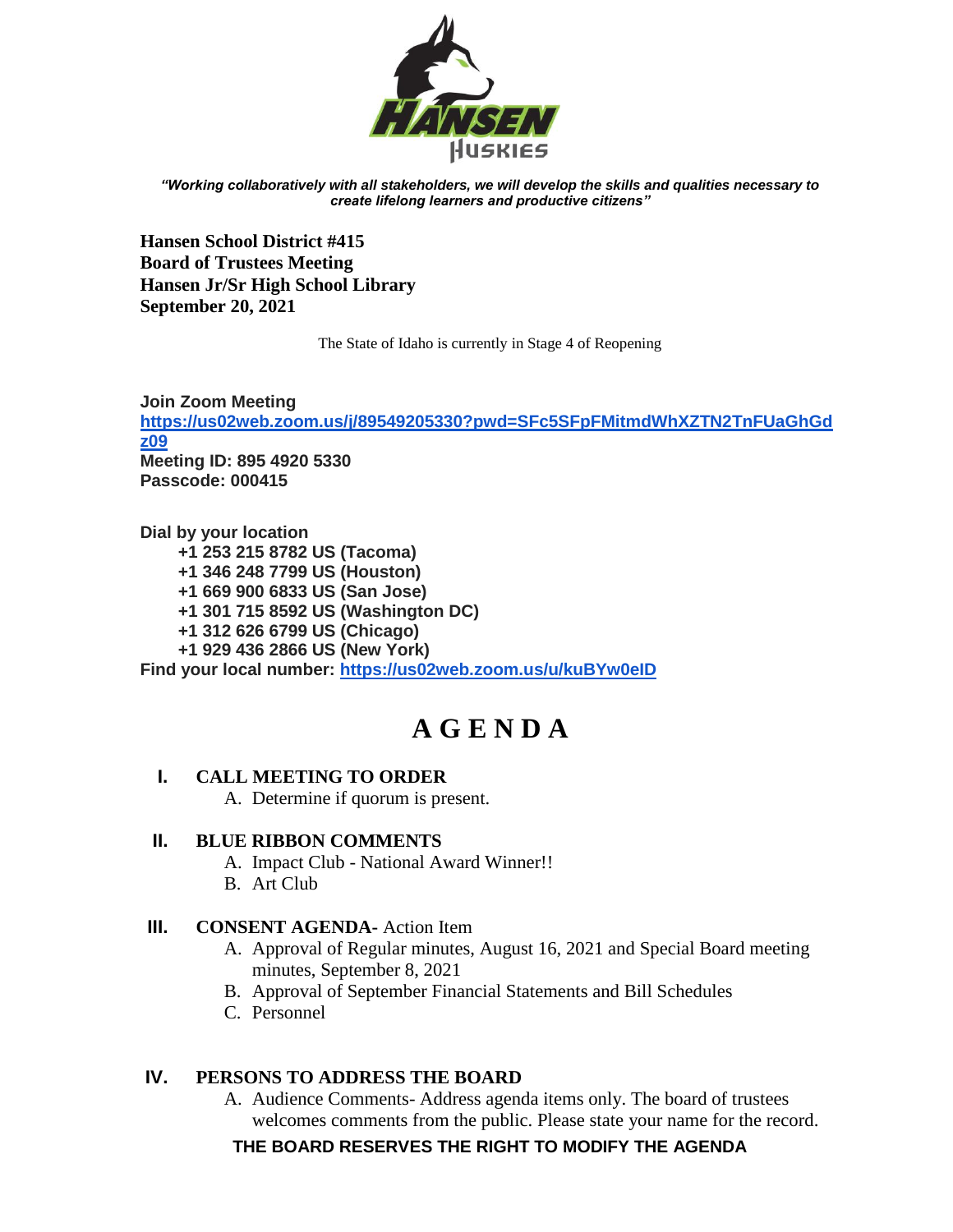*"Working collaboratively with all stakeholders, we will develop the skills and qualities necessary to create lifelong learners and productive citizens"*

**Hansen School District #415**
**Board of Trustees Meeting**
**Hansen Jr/Sr High School Library**
**September 20, 2021**

The State of Idaho is currently in Stage 4 of Reopening

**Join Zoom Meeting**
**https://us02web.zoom.us/j/89549205330?pwd=SFc5SFpFMitmdWhXZTN2TnFUaGhGdz09**
**Meeting ID: 895 4920 5330**
**Passcode: 000415**

**Dial by your location**
**+1 253 215 8782 US (Tacoma)**
**+1 346 248 7799 US (Houston)**
**+1 669 900 6833 US (San Jose)**
**+1 301 715 8592 US (Washington DC)**
**+1 312 626 6799 US (Chicago)**
**+1 929 436 2866 US (New York)**
**Find your local number: https://us02web.zoom.us/u/kuBYw0eID**

# A G E N D A

**I. CALL MEETING TO ORDER**

A. Determine if quorum is present.

**II. BLUE RIBBON COMMENTS**

A. Impact Club - National Award Winner!!
B. Art Club

**III. CONSENT AGENDA-** Action Item

A. Approval of Regular minutes, August 16, 2021 and Special Board meeting minutes, September 8, 2021
B. Approval of September Financial Statements and Bill Schedules
C. Personnel

**IV. PERSONS TO ADDRESS THE BOARD**

A. Audience Comments- Address agenda items only. The board of trustees welcomes comments from the public. Please state your name for the record.

**THE BOARD RESERVES THE RIGHT TO MODIFY THE AGENDA**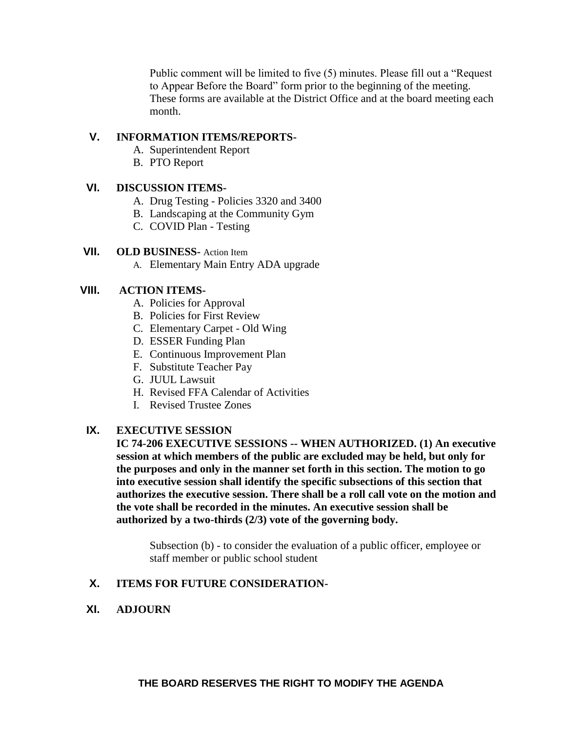Public comment will be limited to five (5) minutes. Please fill out a "Request to Appear Before the Board" form prior to the beginning of the meeting. These forms are available at the District Office and at the board meeting each month.

## V. INFORMATION ITEMS/REPORTS-

A. Superintendent Report
B. PTO Report

## VI. DISCUSSION ITEMS-

A. Drug Testing - Policies 3320 and 3400
B. Landscaping at the Community Gym
C. COVID Plan - Testing

## VII. OLD BUSINESS- Action Item

A. Elementary Main Entry ADA upgrade

## VIII. ACTION ITEMS-

A. Policies for Approval
B. Policies for First Review
C. Elementary Carpet - Old Wing
D. ESSER Funding Plan
E. Continuous Improvement Plan
F. Substitute Teacher Pay
G. JUUL Lawsuit
H. Revised FFA Calendar of Activities
I. Revised Trustee Zones

## IX. EXECUTIVE SESSION

**IC 74-206 EXECUTIVE SESSIONS -- WHEN AUTHORIZED. (1) An executive session at which members of the public are excluded may be held, but only for the purposes and only in the manner set forth in this section. The motion to go into executive session shall identify the specific subsections of this section that authorizes the executive session. There shall be a roll call vote on the motion and the vote shall be recorded in the minutes. An executive session shall be authorized by a two-thirds (2/3) vote of the governing body.**

Subsection (b) - to consider the evaluation of a public officer, employee or staff member or public school student

## X. ITEMS FOR FUTURE CONSIDERATION-

## XI. ADJOURN

**THE BOARD RESERVES THE RIGHT TO MODIFY THE AGENDA**